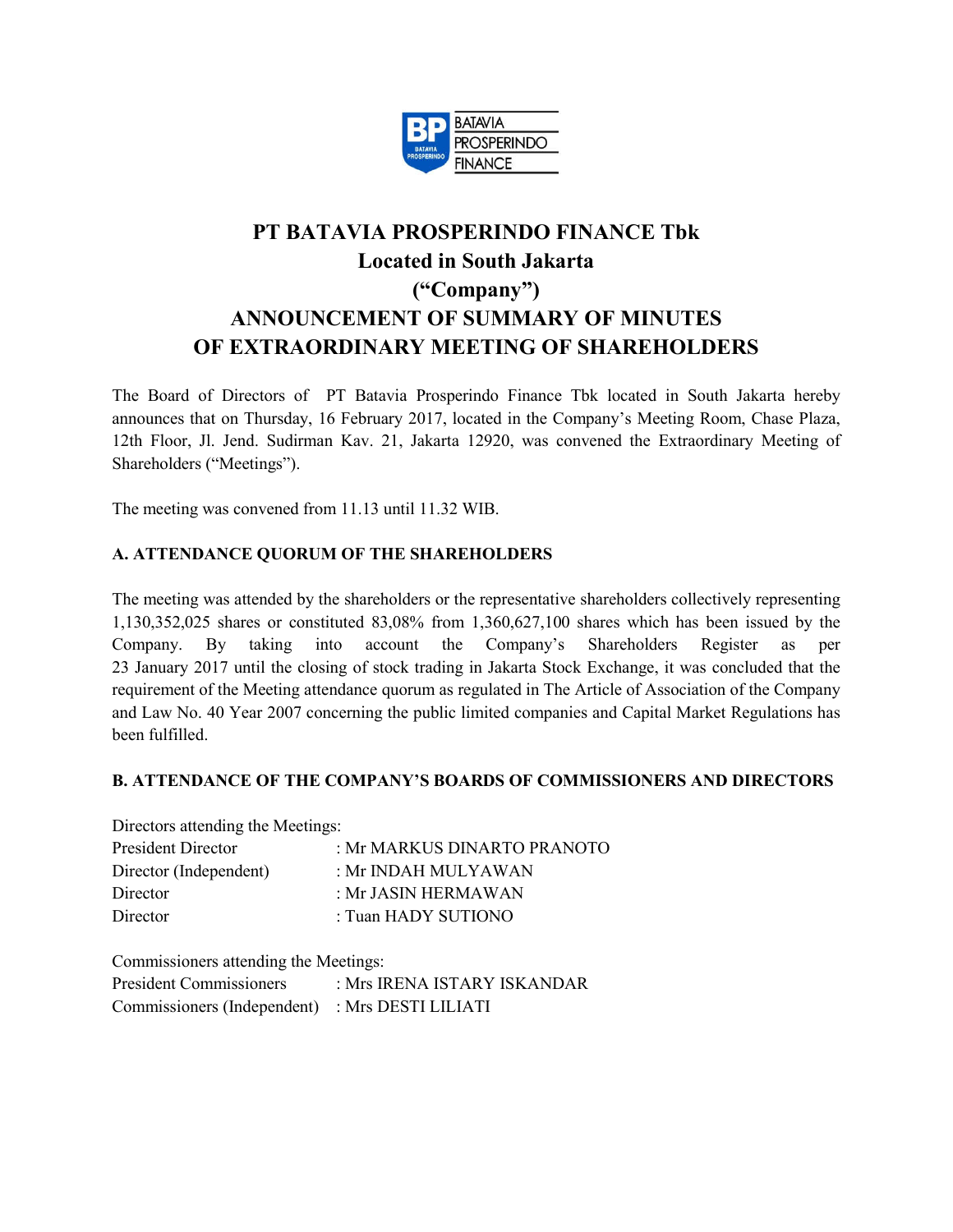# PT BATAVIA PROSPERINDO FINANCE Tbk
## Located in South Jakarta
## ("Company")
## ANNOUNCEMENT OF SUMMARY OF MINUTES OF EXTRAORDINARY MEETING OF SHAREHOLDERS

The Board of Directors of PT Batavia Prosperindo Finance Tbk located in South Jakarta hereby announces that on Thursday, 16 February 2017, located in the Company's Meeting Room, Chase Plaza, 12th Floor, Jl. Jend. Sudirman Kav. 21, Jakarta 12920, was convened the Extraordinary Meeting of Shareholders ("Meetings").

The meeting was convened from 11.13 until 11.32 WIB.

### A. ATTENDANCE QUORUM OF THE SHAREHOLDERS

The meeting was attended by the shareholders or the representative shareholders collectively representing 1,130,352,025 shares or constituted 83,08% from 1,360,627,100 shares which has been issued by the Company. By taking into account the Company's Shareholders Register as per 23 January 2017 until the closing of stock trading in Jakarta Stock Exchange, it was concluded that the requirement of the Meeting attendance quorum as regulated in The Article of Association of the Company and Law No. 40 Year 2007 concerning the public limited companies and Capital Market Regulations has been fulfilled.

### B. ATTENDANCE OF THE COMPANY'S BOARDS OF COMMISSIONERS AND DIRECTORS

Directors attending the Meetings:

| | |
|---|---|
| President Director | : Mr MARKUS DINARTO PRANOTO |
| Director (Independent) | : Mr INDAH MULYAWAN |
| Director | : Mr JASIN HERMAWAN |
| Director | : Tuan HADY SUTIONO |

Commissioners attending the Meetings:

| | |
|---|---|
| President Commissioners | : Mrs IRENA ISTARY ISKANDAR |
| Commissioners (Independent) | : Mrs DESTI LILIATI |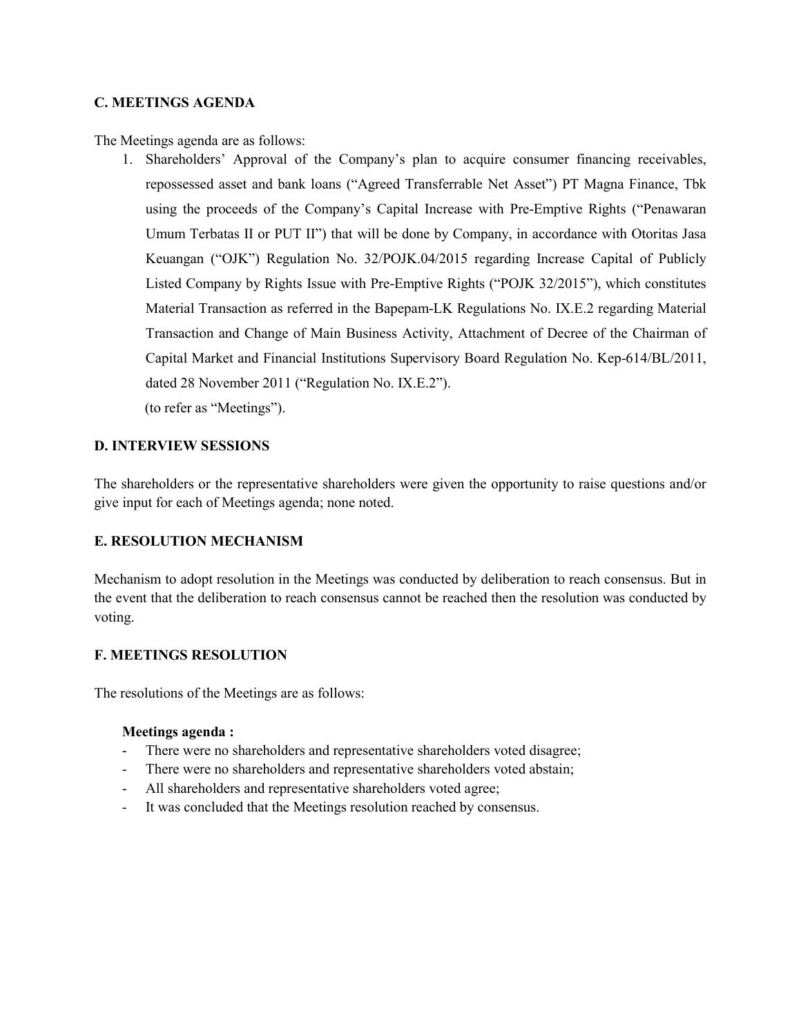## C. MEETINGS AGENDA

The Meetings agenda are as follows:

1. Shareholders' Approval of the Company's plan to acquire consumer financing receivables, repossessed asset and bank loans ("Agreed Transferrable Net Asset") PT Magna Finance, Tbk using the proceeds of the Company's Capital Increase with Pre-Emptive Rights ("Penawaran Umum Terbatas II or PUT II") that will be done by Company, in accordance with Otoritas Jasa Keuangan ("OJK") Regulation No. 32/POJK.04/2015 regarding Increase Capital of Publicly Listed Company by Rights Issue with Pre-Emptive Rights ("POJK 32/2015"), which constitutes Material Transaction as referred in the Bapepam-LK Regulations No. IX.E.2 regarding Material Transaction and Change of Main Business Activity, Attachment of Decree of the Chairman of Capital Market and Financial Institutions Supervisory Board Regulation No. Kep-614/BL/2011, dated 28 November 2011 ("Regulation No. IX.E.2").

   (to refer as "Meetings").

## D. INTERVIEW SESSIONS

The shareholders or the representative shareholders were given the opportunity to raise questions and/or give input for each of Meetings agenda; none noted.

## E. RESOLUTION MECHANISM

Mechanism to adopt resolution in the Meetings was conducted by deliberation to reach consensus. But in the event that the deliberation to reach consensus cannot be reached then the resolution was conducted by voting.

## F. MEETINGS RESOLUTION

The resolutions of the Meetings are as follows:

**Meetings agenda :**

- There were no shareholders and representative shareholders voted disagree;
- There were no shareholders and representative shareholders voted abstain;
- All shareholders and representative shareholders voted agree;
- It was concluded that the Meetings resolution reached by consensus.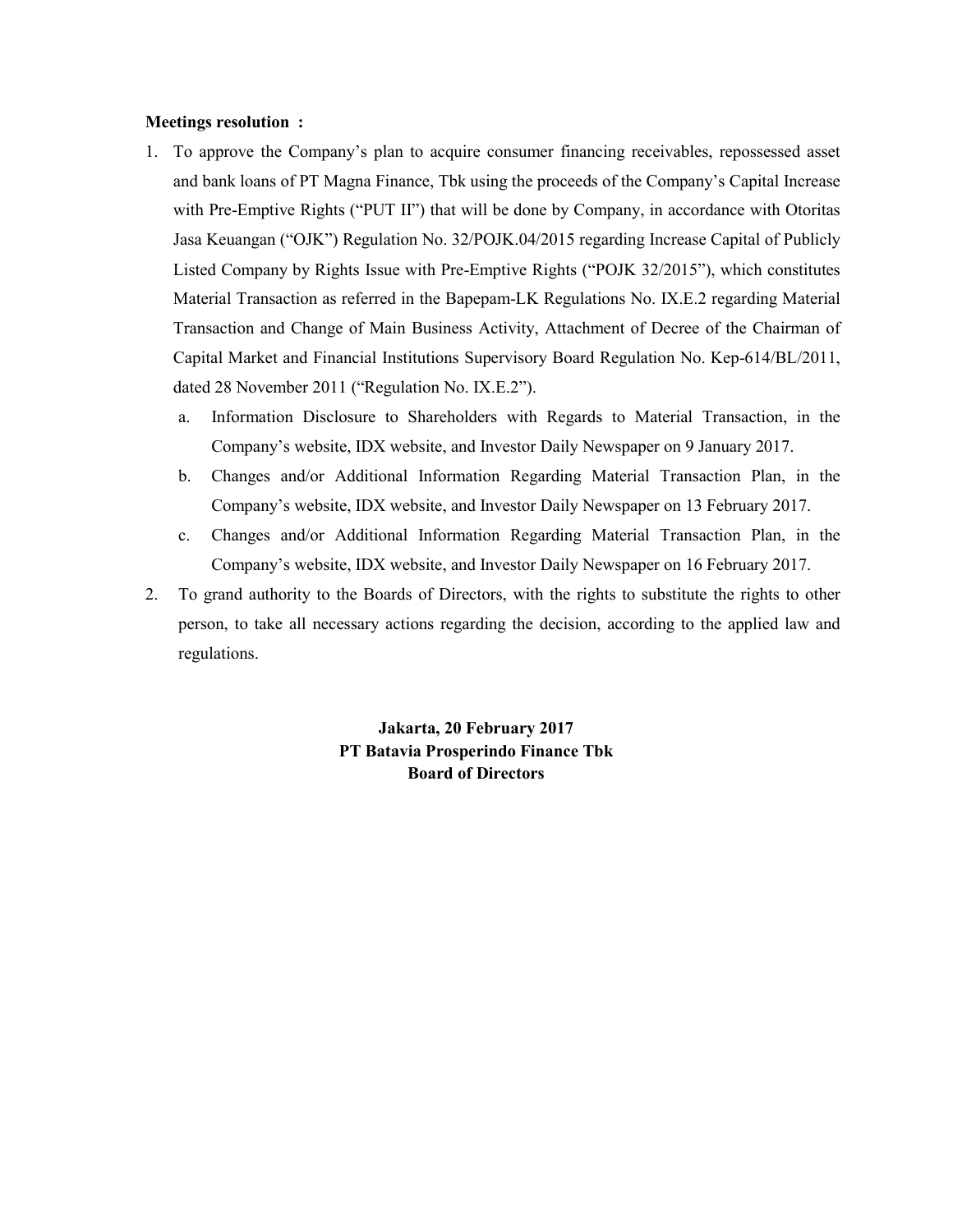**Meetings resolution :**

1. To approve the Company's plan to acquire consumer financing receivables, repossessed asset and bank loans of PT Magna Finance, Tbk using the proceeds of the Company's Capital Increase with Pre-Emptive Rights ("PUT II") that will be done by Company, in accordance with Otoritas Jasa Keuangan ("OJK") Regulation No. 32/POJK.04/2015 regarding Increase Capital of Publicly Listed Company by Rights Issue with Pre-Emptive Rights ("POJK 32/2015"), which constitutes Material Transaction as referred in the Bapepam-LK Regulations No. IX.E.2 regarding Material Transaction and Change of Main Business Activity, Attachment of Decree of the Chairman of Capital Market and Financial Institutions Supervisory Board Regulation No. Kep-614/BL/2011, dated 28 November 2011 ("Regulation No. IX.E.2").
   a. Information Disclosure to Shareholders with Regards to Material Transaction, in the Company's website, IDX website, and Investor Daily Newspaper on 9 January 2017.
   b. Changes and/or Additional Information Regarding Material Transaction Plan, in the Company's website, IDX website, and Investor Daily Newspaper on 13 February 2017.
   c. Changes and/or Additional Information Regarding Material Transaction Plan, in the Company's website, IDX website, and Investor Daily Newspaper on 16 February 2017.
2. To grand authority to the Boards of Directors, with the rights to substitute the rights to other person, to take all necessary actions regarding the decision, according to the applied law and regulations.

**Jakarta, 20 February 2017**
**PT Batavia Prosperindo Finance Tbk**
**Board of Directors**